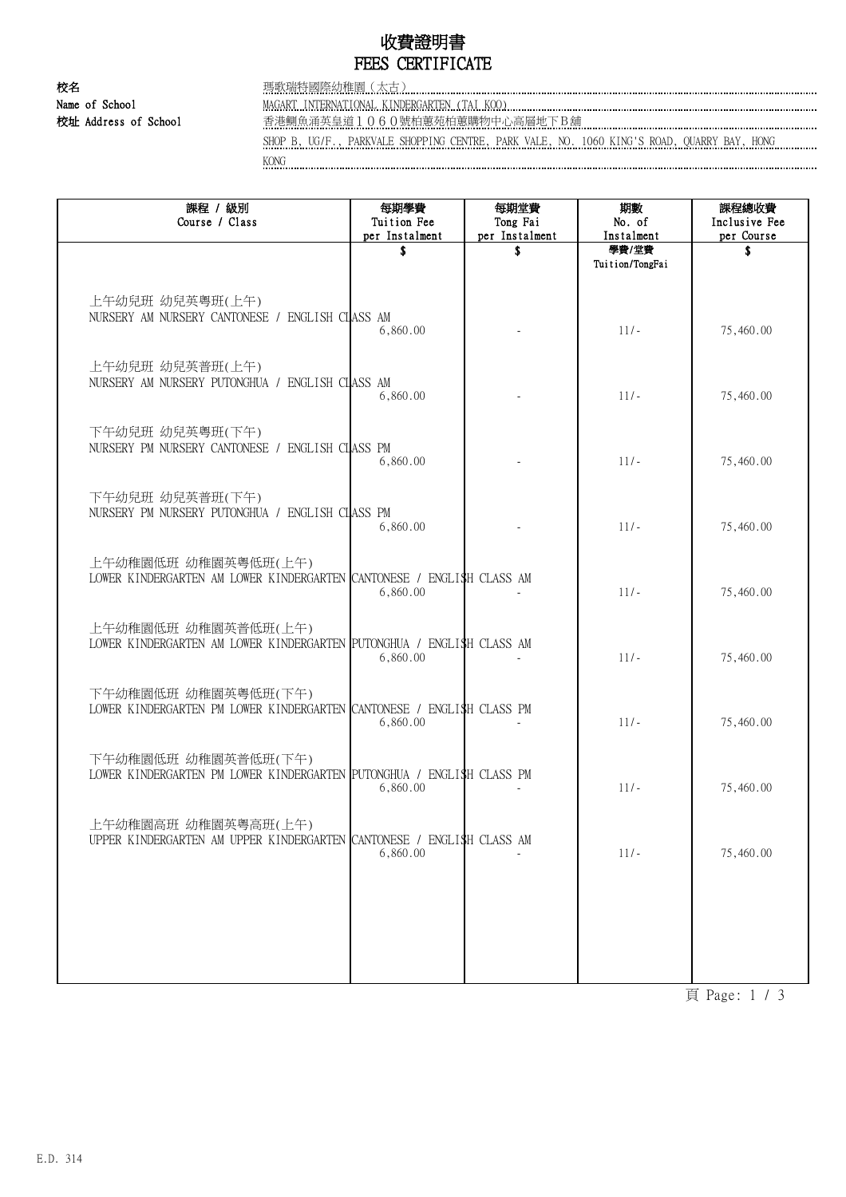# 收費證明書
# FEES CERTIFICATE

校名
Name of School
瑪歌瑞特國際幼稚園（太古）
MAGART INTERNATIONAL KINDERGARTEN (TAI KOO)

校址 Address of School
香港鰂魚涌英皇道１０６０號柏蕙苑柏蕙購物中心高層地下Ｂ舖
SHOP B, UG/F., PARKVALE SHOPPING CENTRE, PARK VALE, NO. 1060 KING'S ROAD, QUARRY BAY, HONG KONG

| 課程 / 級別<br>Course / Class | 每期學費<br>Tuition Fee<br>per Instalment<br>$ | 每期堂費<br>Tong Fai<br>per Instalment<br>$ | 期數<br>No. of<br>Instalment<br>學費/堂費<br>Tuition/TongFai | 課程總收費<br>Inclusive Fee<br>per Course<br>$ |
|---|---|---|---|---|
| 上午幼兒班 幼兒英粵班(上午)<br>NURSERY AM NURSERY CANTONESE / ENGLISH CLASS AM | 6,860.00 | - | 11/- | 75,460.00 |
| 上午幼兒班 幼兒英普班(上午)<br>NURSERY AM NURSERY PUTONGHUA / ENGLISH CLASS AM | 6,860.00 | - | 11/- | 75,460.00 |
| 下午幼兒班 幼兒英粵班(下午)<br>NURSERY PM NURSERY CANTONESE / ENGLISH CLASS PM | 6,860.00 | - | 11/- | 75,460.00 |
| 下午幼兒班 幼兒英普班(下午)<br>NURSERY PM NURSERY PUTONGHUA / ENGLISH CLASS PM | 6,860.00 | - | 11/- | 75,460.00 |
| 上午幼稚園低班 幼稚園英粵低班(上午)<br>LOWER KINDERGARTEN AM LOWER KINDERGARTEN CANTONESE / ENGLISH CLASS AM | 6,860.00 | - | 11/- | 75,460.00 |
| 上午幼稚園低班 幼稚園英普低班(上午)<br>LOWER KINDERGARTEN AM LOWER KINDERGARTEN PUTONGHUA / ENGLISH CLASS AM | 6,860.00 | - | 11/- | 75,460.00 |
| 下午幼稚園低班 幼稚園英粵低班(下午)<br>LOWER KINDERGARTEN PM LOWER KINDERGARTEN CANTONESE / ENGLISH CLASS PM | 6,860.00 | - | 11/- | 75,460.00 |
| 下午幼稚園低班 幼稚園英普低班(下午)<br>LOWER KINDERGARTEN PM LOWER KINDERGARTEN PUTONGHUA / ENGLISH CLASS PM | 6,860.00 | - | 11/- | 75,460.00 |
| 上午幼稚園高班 幼稚園英粵高班(上午)<br>UPPER KINDERGARTEN AM UPPER KINDERGARTEN CANTONESE / ENGLISH CLASS AM | 6,860.00 | - | 11/- | 75,460.00 |

E.D. 314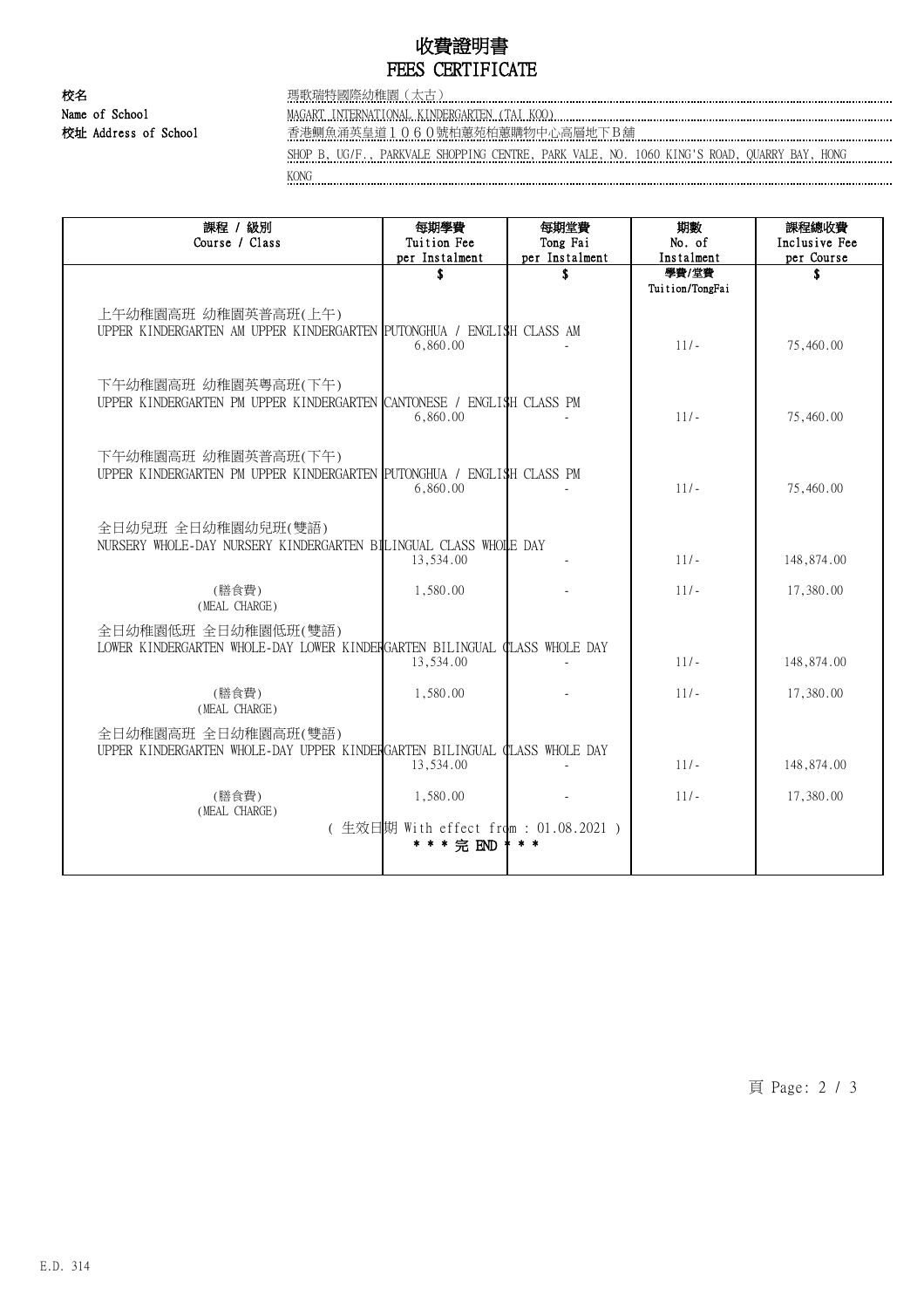# 收費證明書
# FEES CERTIFICATE

**校名**
**Name of School**
瑪歌瑞特國際幼稚園（太古）
MAGART INTERNATIONAL KINDERGARTEN (TAI KOO)

**校址 Address of School**
香港鰂魚涌英皇道１０６０號柏蕙苑柏蕙購物中心高層地下Ｂ舖
SHOP B, UG/F., PARKVALE SHOPPING CENTRE, PARK VALE, NO. 1060 KING'S ROAD, QUARRY BAY, HONG KONG

| 課程 / 級別<br>Course / Class | 每期學費<br>Tuition Fee<br>per Instalment | 每期堂費<br>Tong Fai<br>per Instalment | 期數<br>No. of<br>Instalment | 課程總收費<br>Inclusive Fee<br>per Course |
|---|---|---|---|---|
| | $ | $ | 學費/堂費<br>Tuition/TongFai | $ |
| 上午幼稚園高班 幼稚園英普高班(上午)<br>UPPER KINDERGARTEN AM UPPER KINDERGARTEN PUTONGHUA / ENGLISH CLASS AM | 6,860.00 | - | 11/- | 75,460.00 |
| 下午幼稚園高班 幼稚園英粵高班(下午)<br>UPPER KINDERGARTEN PM UPPER KINDERGARTEN CANTONESE / ENGLISH CLASS PM | 6,860.00 | - | 11/- | 75,460.00 |
| 下午幼稚園高班 幼稚園英普高班(下午)<br>UPPER KINDERGARTEN PM UPPER KINDERGARTEN PUTONGHUA / ENGLISH CLASS PM | 6,860.00 | - | 11/- | 75,460.00 |
| 全日幼兒班 全日幼稚園幼兒班(雙語)<br>NURSERY WHOLE-DAY NURSERY KINDERGARTEN BILINGUAL CLASS WHOLE DAY | 13,534.00 | - | 11/- | 148,874.00 |
| (膳食費)<br>(MEAL CHARGE) | 1,580.00 | - | 11/- | 17,380.00 |
| 全日幼稚園低班 全日幼稚園低班(雙語)<br>LOWER KINDERGARTEN WHOLE-DAY LOWER KINDERGARTEN BILINGUAL CLASS WHOLE DAY | 13,534.00 | - | 11/- | 148,874.00 |
| (膳食費)<br>(MEAL CHARGE) | 1,580.00 | - | 11/- | 17,380.00 |
| 全日幼稚園高班 全日幼稚園高班(雙語)<br>UPPER KINDERGARTEN WHOLE-DAY UPPER KINDERGARTEN BILINGUAL CLASS WHOLE DAY | 13,534.00 | - | 11/- | 148,874.00 |
| (膳食費)<br>(MEAL CHARGE) | 1,580.00 | - | 11/- | 17,380.00 |

( 生效日期 With effect from : 01.08.2021 )

\* \* \* 完 END \* \* \*

E.D. 314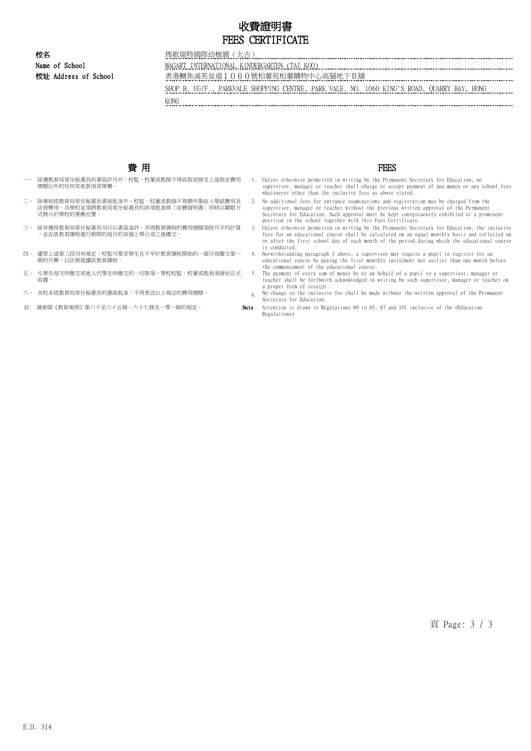# 收費證明書
# FEES CERTIFICATE

| | |
|---|---|
| **校名** | 瑪歌瑞特國際幼稚園（太古） |
| **Name of School** | MAGART INTERNATIONAL KINDERGARTEN (TAI KOO) |
| **校址 Address of School** | 香港鰂魚涌英皇道１０６０號柏蕙苑柏蕙購物中心高層地下Ｂ舖 |
| | SHOP B, UG/F., PARKVALE SHOPPING CENTRE, PARK VALE, NO. 1060 KING'S ROAD, QUARRY BAY, HONG KONG |

## 費 用

一、 除獲教育局常任秘書長的書面許可外，校監、校董或教師不得收取或接受上述指定費用總額以外的任何其他款項或學費。

二、 除事前經教育局常任秘書長書面批准外，校監、校董或教師不得額外徵收入學試費用及註冊費用。各學校並須將教育局常任秘書長的該項批准與〈收費證明書〉同時以顯眼方式展示於學校的要衝位置。

三、 除非獲得教育局常任秘書長另行以書面准許，否則教育課程的費用總額須按月平均計算，並在該教育課程進行期間的每月的首個上學日或之後繳交。

四、 儘管上述第三段另有規定，校監可要求學生在不早於教育課程開始的一個月前繳交第一期的月費，以註冊就讀該教育課程。

五、 凡學生每次所繳交或他人代學生所繳交的一切款項，學校校監、校董或教員須發給正式收據。

六、 各校未經教育局常任秘書長的書面批准，不得更改以上規定的費用總額。

註： 請參閱《教育規例》第六十至六十五條、六十七條及一零一條的規定。

## FEES

1. Unless otherwise permitted in writing by the Permanent Secretary for Education, no supervisor, manager or teacher shall charge or accept payment of any money or any school fees whatsoever other than the inclusive fees as above stated.
2. No additional fees for entrance examinations and registration may be charged from the supervisor, manager or teacher without the previous written approval of the Permanent Secretary for Education. Such approval must be kept conspicuously exhibited at a prominent position in the school together with this Fees Certificate.
3. Unless otherwise permitted in writing by the Permanent Secretary for Education, the inclusive fees for an educational course shall be calculated on an equal monthly basis and collected on or after the first school day of each month of the period during which the educational course is conducted.
4. Notwithstanding paragraph 3 above, a supervisor may require a pupil to register for an educational course by paying the first monthly instalment not earlier than one month before the commencement of the educational course.
5. The payment of every sum of money by or on behalf of a pupil to a supervisor, manager or teacher shall be forthwith acknowledged in writing by such supervisor, manager or teacher on a proper form of receipt.
6. No change in the inclusive fee shall be made without the written approval of the Permanent Secretary for Education.

**Note** Attention is drawn to Regulations 60 to 65, 67 and 101 inclusive of the <Education Regulations>

E.D. 314